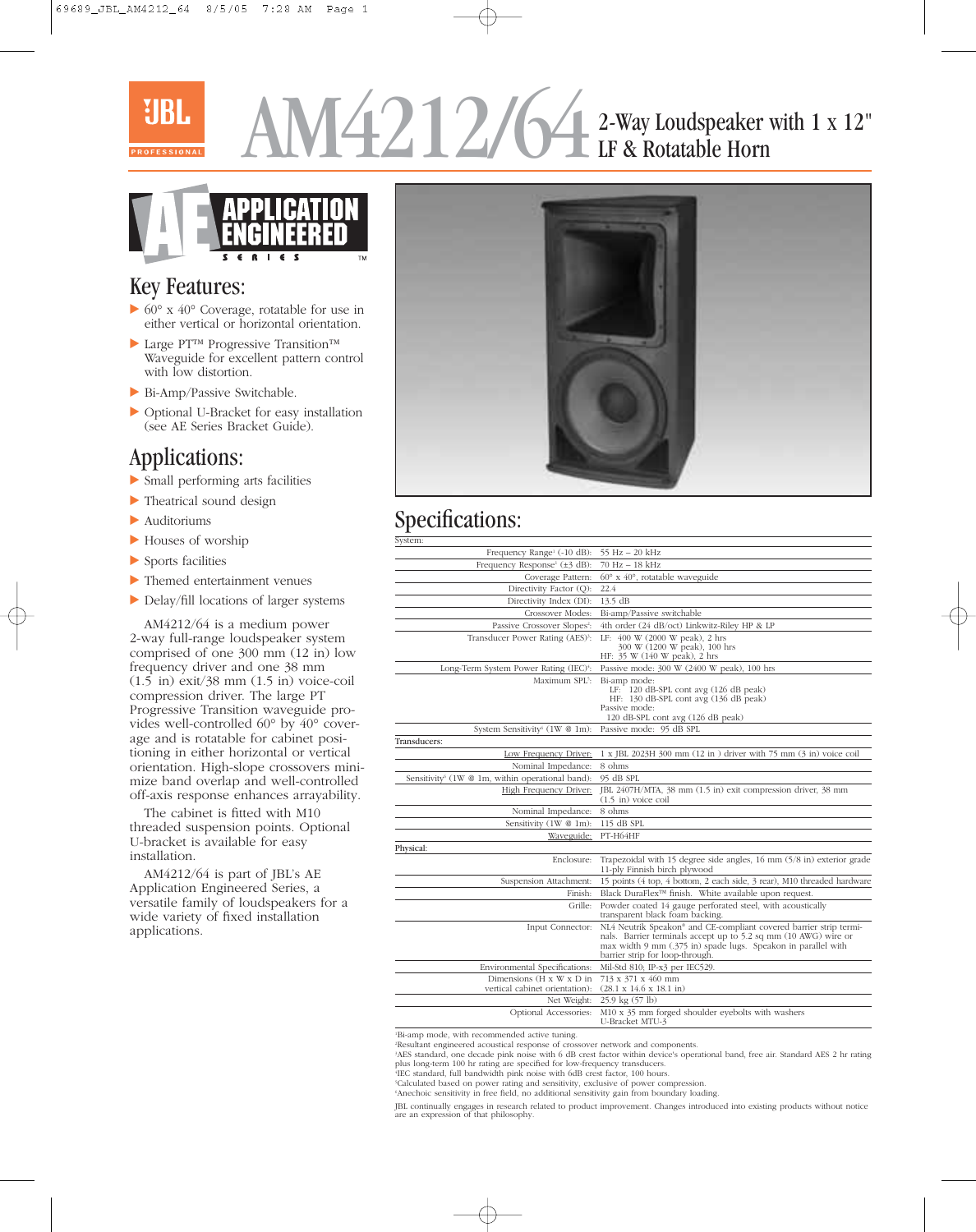# AM4212/64 2-Way Loudspeaker with 1 x 12" LF & Rotatable Horn

JBL PROFESSIONAL

APPLICATION ENGINEERED SERIES™

## Key Features:

- 60° x 40° Coverage, rotatable for use in either vertical or horizontal orientation.
- Large PT™ Progressive Transition™ Waveguide for excellent pattern control with low distortion.
- Bi-Amp/Passive Switchable.
- Optional U-Bracket for easy installation (see AE Series Bracket Guide).

## Applications:

- Small performing arts facilities
- Theatrical sound design
- Auditoriums
- Houses of worship
- Sports facilities
- Themed entertainment venues
- Delay/fill locations of larger systems

AM4212/64 is a medium power 2-way full-range loudspeaker system comprised of one 300 mm (12 in) low frequency driver and one 38 mm (1.5 in) exit/38 mm (1.5 in) voice-coil compression driver. The large PT Progressive Transition waveguide provides well-controlled 60° by 40° coverage and is rotatable for cabinet positioning in either horizontal or vertical orientation. High-slope crossovers minimize band overlap and well-controlled off-axis response enhances arrayability.

The cabinet is fitted with M10 threaded suspension points. Optional U-bracket is available for easy installation.

AM4212/64 is part of JBL's AE Application Engineered Series, a versatile family of loudspeakers for a wide variety of fixed installation applications.

## Specifications:

| | |
|---|---|
| **System:** | |
| Frequency Range[1] (-10 dB): | 55 Hz – 20 kHz |
| Frequency Response[1] (±3 dB): | 70 Hz – 18 kHz |
| Coverage Pattern: | 60° x 40°, rotatable waveguide |
| Directivity Factor (Q): | 22.4 |
| Directivity Index (DI): | 13.5 dB |
| Crossover Modes: | Bi-amp/Passive switchable |
| Passive Crossover Slopes[2]: | 4th order (24 dB/oct) Linkwitz-Riley HP & LP |
| Transducer Power Rating (AES)[3]: | LF: 400 W (2000 W peak), 2 hrs<br>300 W (1200 W peak), 100 hrs<br>HF: 35 W (140 W peak), 2 hrs |
| Long-Term System Power Rating (IEC)[4]: | Passive mode: 300 W (2400 W peak), 100 hrs |
| Maximum SPL[5]: | Bi-amp mode:<br>LF: 120 dB-SPL cont avg (126 dB peak)<br>HF: 130 dB-SPL cont avg (136 dB peak)<br>Passive mode:<br>120 dB-SPL cont avg (126 dB peak) |
| System Sensitivity[6] (1W @ 1m): | Passive mode: 95 dB SPL |
| **Transducers:** | |
| Low Frequency Driver: | 1 x JBL 2023H 300 mm (12 in ) driver with 75 mm (3 in) voice coil |
| Nominal Impedance: | 8 ohms |
| Sensitivity[6] (1W @ 1m, within operational band): | 95 dB SPL |
| High Frequency Driver: | JBL 2407H/MTA, 38 mm (1.5 in) exit compression driver, 38 mm (1.5 in) voice coil |
| Nominal Impedance: | 8 ohms |
| Sensitivity (1W @ 1m): | 115 dB SPL |
| Waveguide: | PT-H64HF |
| **Physical:** | |
| Enclosure: | Trapezoidal with 15 degree side angles, 16 mm (5/8 in) exterior grade 11-ply Finnish birch plywood |
| Suspension Attachment: | 15 points (4 top, 4 bottom, 2 each side, 3 rear), M10 threaded hardware |
| Finish: | Black DuraFlex™ finish. White available upon request. |
| Grille: | Powder coated 14 gauge perforated steel, with acoustically transparent black foam backing. |
| Input Connector: | NL4 Neutrik Speakon® and CE-compliant covered barrier strip terminals. Barrier terminals accept up to 5.2 sq mm (10 AWG) wire or max width 9 mm (.375 in) spade lugs. Speakon in parallel with barrier strip for loop-through. |
| Environmental Specifications: | Mil-Std 810; IP-x3 per IEC529. |
| Dimensions (H x W x D in vertical cabinet orientation): | 713 x 371 x 460 mm<br>(28.1 x 14.6 x 18.1 in) |
| Net Weight: | 25.9 kg (57 lb) |
| Optional Accessories: | M10 x 35 mm forged shoulder eyebolts with washers<br>U-Bracket MTU-3 |

[1]Bi-amp mode, with recommended active tuning.
[2]Resultant engineered acoustical response of crossover network and components.
[3]AES standard, one decade pink noise with 6 dB crest factor within device's operational band, free air. Standard AES 2 hr rating plus long-term 100 hr rating are specified for low-frequency transducers.
[4]IEC standard, full bandwidth pink noise with 6dB crest factor, 100 hours.
[5]Calculated based on power rating and sensitivity, exclusive of power compression.
[6]Anechoic sensitivity in free field, no additional sensitivity gain from boundary loading.

JBL continually engages in research related to product improvement. Changes introduced into existing products without notice are an expression of that philosophy.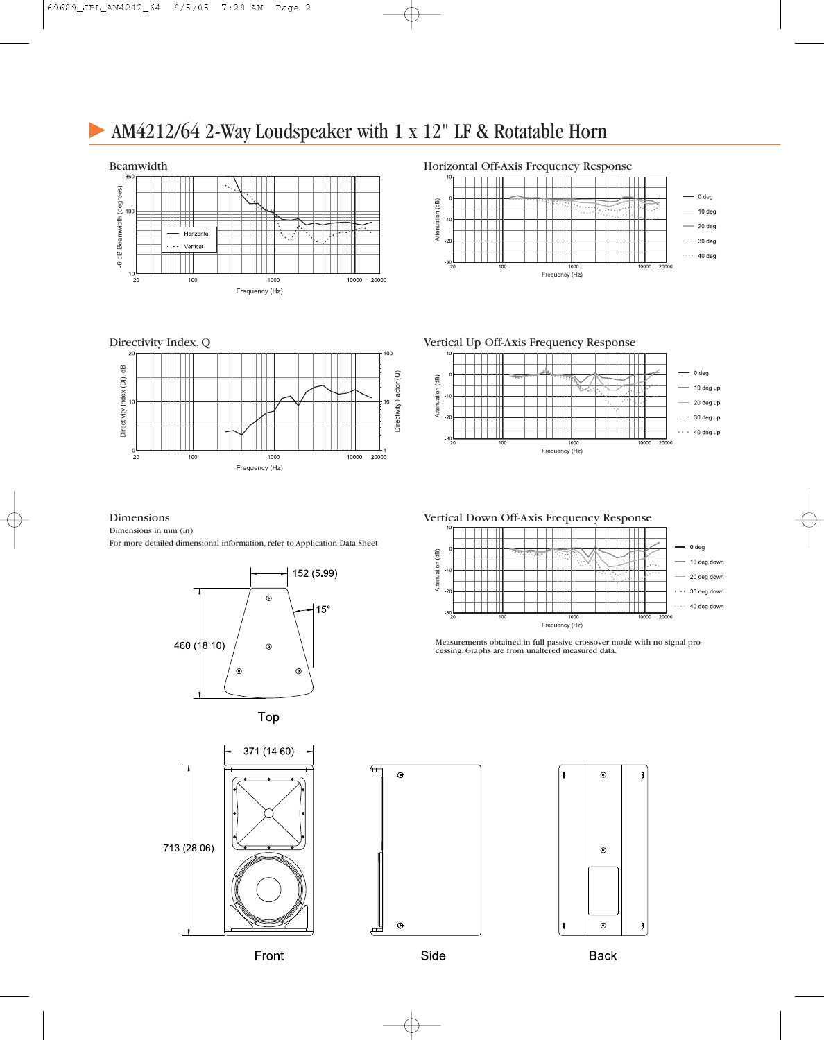# AM4212/64 2-Way Loudspeaker with 1 x 12" LF & Rotatable Horn

## Beamwidth

-6 dB Beamwidth (degrees)

360
100
10

20 100 1000 10000 20000

Frequency (Hz)

Horizontal
Vertical

## Horizontal Off-Axis Frequency Response

Attenuation (dB)

10
0
-10
-20
-30

20 100 1000 10000 20000

Frequency (Hz)

0 deg
10 deg
20 deg
30 deg
40 deg

## Directivity Index, Q

Directivity Index (DI), dB

20
10
0

20 100 1000 10000 20000

Frequency (Hz)

Directivity Factor (Q)

100
10
1

## Vertical Up Off-Axis Frequency Response

Attenuation (dB)

10
0
-10
-20
-30

20 100 1000 10000 20000

Frequency (Hz)

0 deg
10 deg up
20 deg up
30 deg up
40 deg up

## Dimensions

Dimensions in mm (in)

For more detailed dimensional information, refer to Application Data Sheet

152 (5.99)

15°

460 (18.10)

Top

371 (14.60)

713 (28.06)

Front

Side

Back

## Vertical Down Off-Axis Frequency Response

Attenuation (dB)

10
0
-10
-20
-30

20 100 1000 10000 20000

Frequency (Hz)

0 deg
10 deg down
20 deg down
30 deg down
40 deg down

Measurements obtained in full passive crossover mode with no signal processing. Graphs are from unaltered measured data.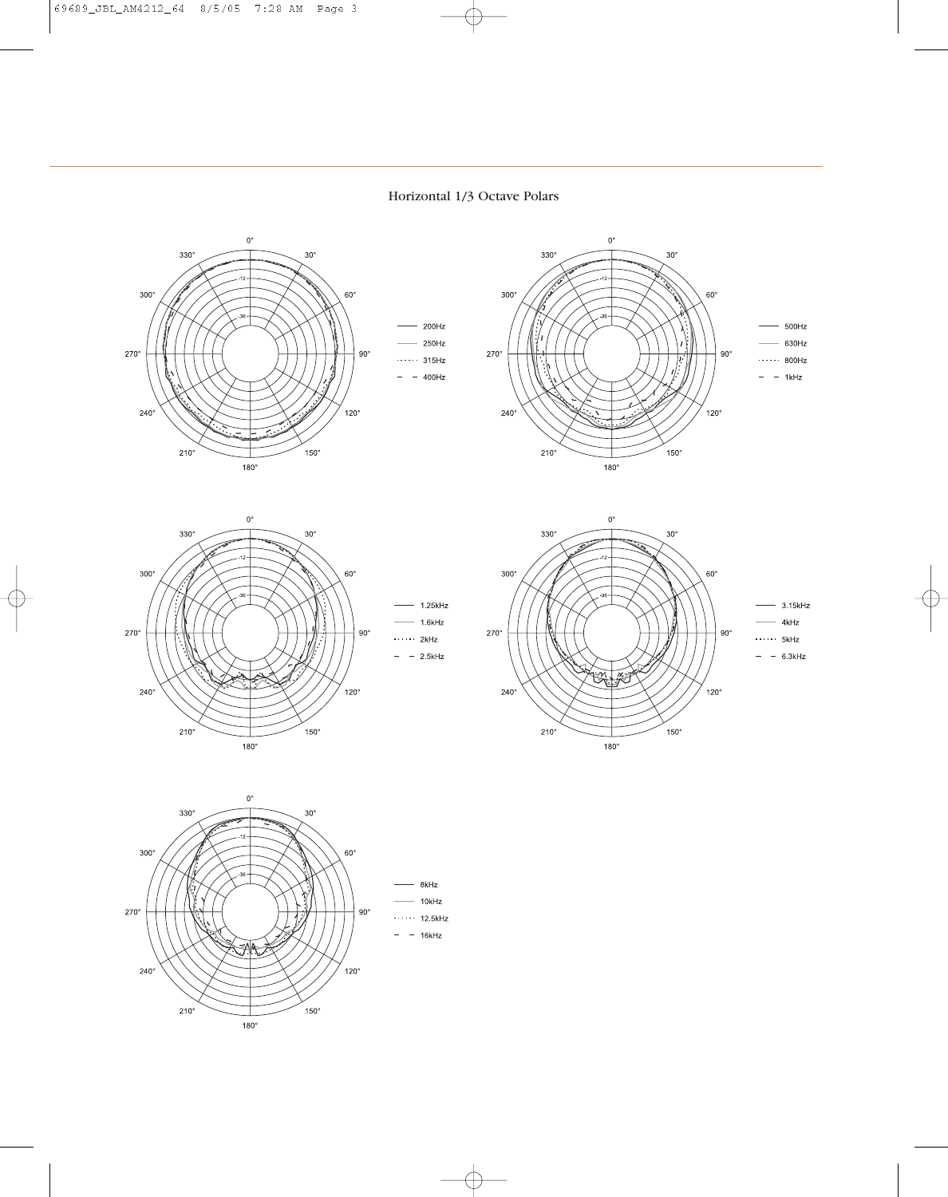## Horizontal 1/3 Octave Polars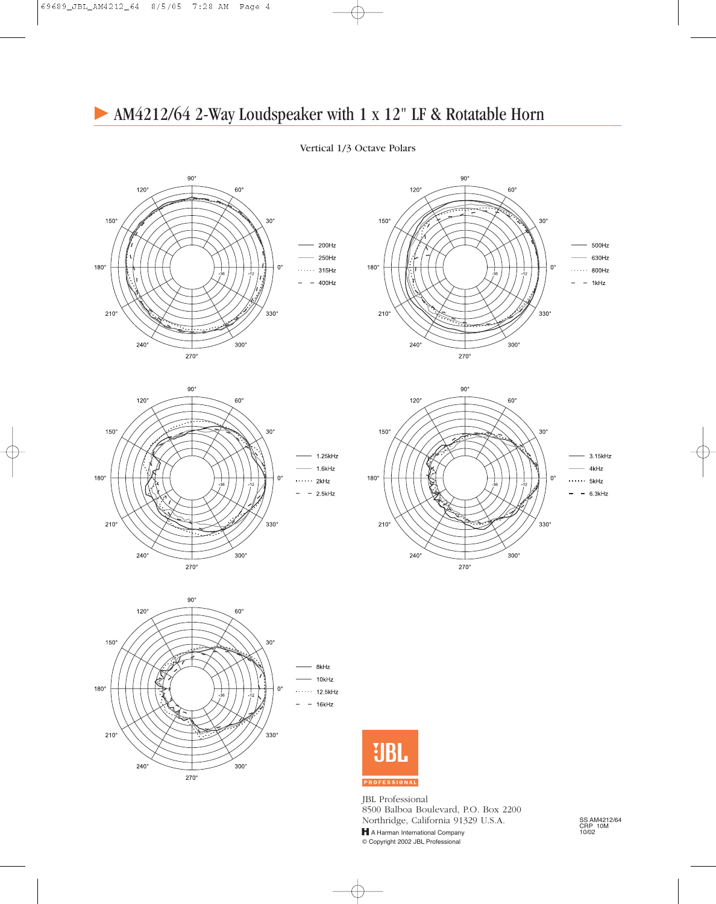# AM4212/64 2-Way Loudspeaker with 1 x 12" LF & Rotatable Horn

## Vertical 1/3 Octave Polars

90°
120°
60°
150°
30°
180°
0°
210°
330°
240°
300°
270°
-36
-12

200Hz
250Hz
315Hz
400Hz

90°
120°
60°
150°
30°
180°
0°
210°
330°
240°
300°
270°
-36
-12

500Hz
630Hz
800Hz
1kHz

90°
120°
60°
150°
30°
180°
0°
210°
330°
240°
300°
270°
-36
-12

1.25kHz
1.6kHz
2kHz
2.5kHz

90°
120°
60°
150°
30°
180°
0°
210°
330°
240°
300°
270°
-36
-12

3.15kHz
4kHz
5kHz
6.3kHz

90°
120°
60°
150°
30°
180°
0°
210°
330°
240°
300°
270°
-36
-12

8kHz
10kHz
12.5kHz
16kHz

JBL
PROFESSIONAL

JBL Professional
8500 Balboa Boulevard, P.O. Box 2200
Northridge, California 91329 U.S.A.

A Harman International Company
© Copyright 2002 JBL Professional

SS AM4212/64
CRP 10M
10/02